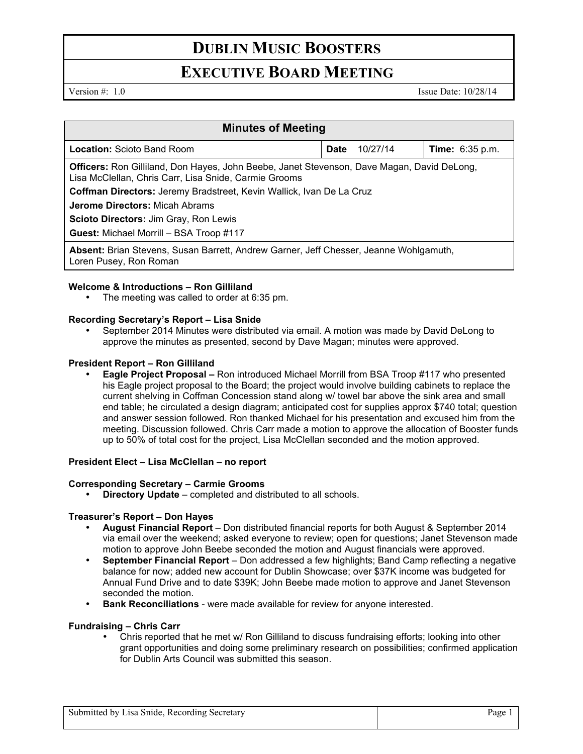# DUBLIN MUSIC BOOSTERS

## EXECUTIVE BOARD MEETING

Version #: 1.0 Issue Date: 10/28/14

| Minutes of Meeting | | |
|---|---|---|
| **Location:** Scioto Band Room | **Date** 10/27/14 | **Time:** 6:35 p.m. |
| **Officers:** Ron Gilliland, Don Hayes, John Beebe, Janet Stevenson, Dave Magan, David DeLong, Lisa McClellan, Chris Carr, Lisa Snide, Carmie Grooms<br>**Coffman Directors:** Jeremy Bradstreet, Kevin Wallick, Ivan De La Cruz<br>**Jerome Directors:** Micah Abrams<br>**Scioto Directors:** Jim Gray, Ron Lewis<br>**Guest:** Michael Morrill – BSA Troop #117 | | |
| **Absent:** Brian Stevens, Susan Barrett, Andrew Garner, Jeff Chesser, Jeanne Wohlgamuth, Loren Pusey, Ron Roman | | |

**Welcome & Introductions – Ron Gilliland**

- The meeting was called to order at 6:35 pm.

**Recording Secretary's Report – Lisa Snide**

- September 2014 Minutes were distributed via email. A motion was made by David DeLong to approve the minutes as presented, second by Dave Magan; minutes were approved.

**President Report – Ron Gilliland**

- **Eagle Project Proposal –** Ron introduced Michael Morrill from BSA Troop #117 who presented his Eagle project proposal to the Board; the project would involve building cabinets to replace the current shelving in Coffman Concession stand along w/ towel bar above the sink area and small end table; he circulated a design diagram; anticipated cost for supplies approx $740 total; question and answer session followed. Ron thanked Michael for his presentation and excused him from the meeting. Discussion followed. Chris Carr made a motion to approve the allocation of Booster funds up to 50% of total cost for the project, Lisa McClellan seconded and the motion approved.

**President Elect – Lisa McClellan – no report**

**Corresponding Secretary – Carmie Grooms**

- **Directory Update** – completed and distributed to all schools.

**Treasurer's Report – Don Hayes**

- **August Financial Report** – Don distributed financial reports for both August & September 2014 via email over the weekend; asked everyone to review; open for questions; Janet Stevenson made motion to approve John Beebe seconded the motion and August financials were approved.
- **September Financial Report** – Don addressed a few highlights; Band Camp reflecting a negative balance for now; added new account for Dublin Showcase; over $37K income was budgeted for Annual Fund Drive and to date $39K; John Beebe made motion to approve and Janet Stevenson seconded the motion.
- **Bank Reconciliations** - were made available for review for anyone interested.

**Fundraising – Chris Carr**

- Chris reported that he met w/ Ron Gilliland to discuss fundraising efforts; looking into other grant opportunities and doing some preliminary research on possibilities; confirmed application for Dublin Arts Council was submitted this season.

Submitted by Lisa Snide, Recording Secretary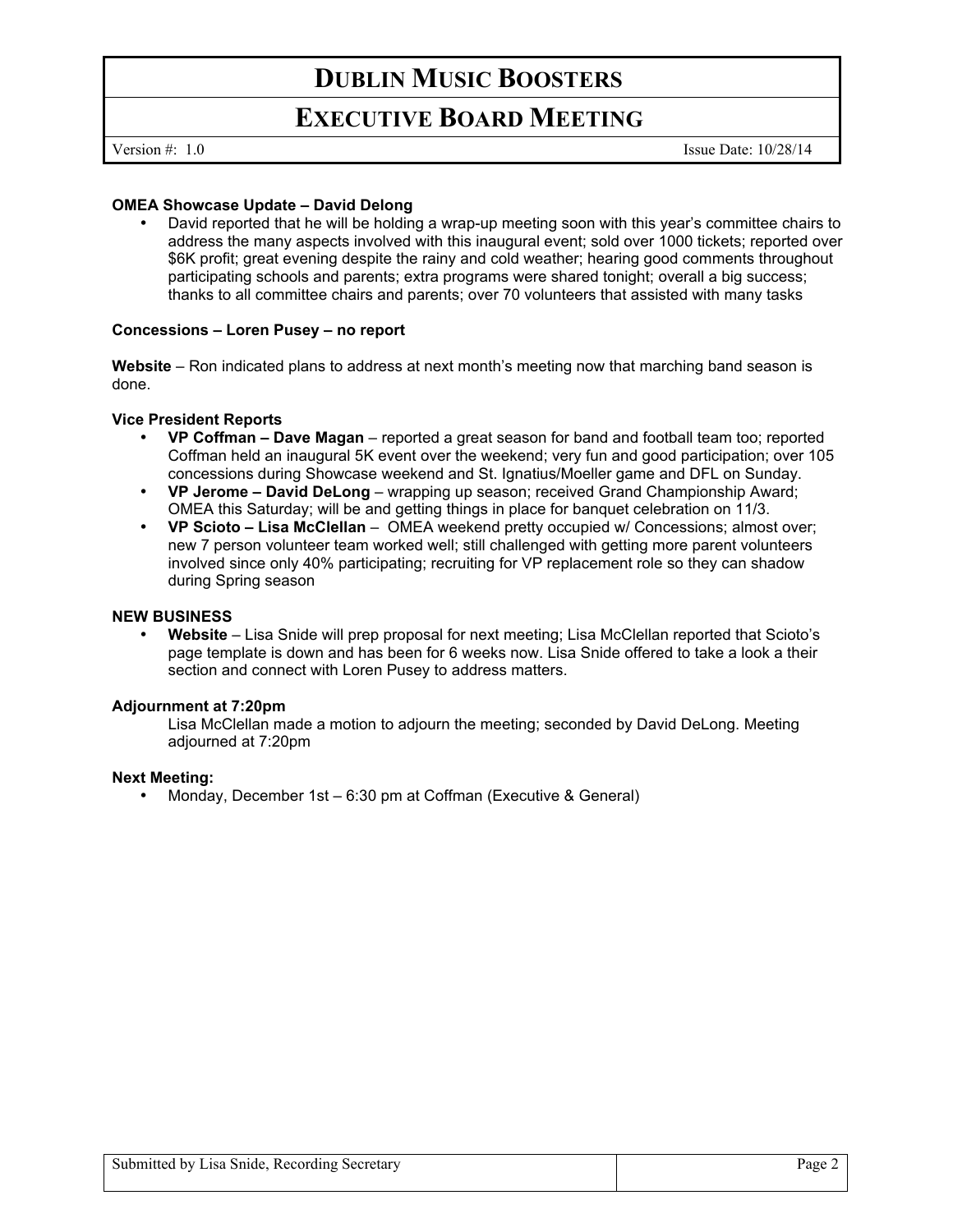**OMEA Showcase Update – David Delong**

- David reported that he will be holding a wrap-up meeting soon with this year's committee chairs to address the many aspects involved with this inaugural event; sold over 1000 tickets; reported over $6K profit; great evening despite the rainy and cold weather; hearing good comments throughout participating schools and parents; extra programs were shared tonight; overall a big success; thanks to all committee chairs and parents; over 70 volunteers that assisted with many tasks

**Concessions – Loren Pusey – no report**

**Website** – Ron indicated plans to address at next month's meeting now that marching band season is done.

**Vice President Reports**

- **VP Coffman – Dave Magan** – reported a great season for band and football team too; reported Coffman held an inaugural 5K event over the weekend; very fun and good participation; over 105 concessions during Showcase weekend and St. Ignatius/Moeller game and DFL on Sunday.
- **VP Jerome – David DeLong** – wrapping up season; received Grand Championship Award; OMEA this Saturday; will be and getting things in place for banquet celebration on 11/3.
- **VP Scioto – Lisa McClellan** – OMEA weekend pretty occupied w/ Concessions; almost over; new 7 person volunteer team worked well; still challenged with getting more parent volunteers involved since only 40% participating; recruiting for VP replacement role so they can shadow during Spring season

**NEW BUSINESS**

- **Website** – Lisa Snide will prep proposal for next meeting; Lisa McClellan reported that Scioto's page template is down and has been for 6 weeks now. Lisa Snide offered to take a look a their section and connect with Loren Pusey to address matters.

**Adjournment at 7:20pm**

Lisa McClellan made a motion to adjourn the meeting; seconded by David DeLong. Meeting adjourned at 7:20pm

**Next Meeting:**

- Monday, December 1st – 6:30 pm at Coffman (Executive & General)

Submitted by Lisa Snide, Recording Secretary